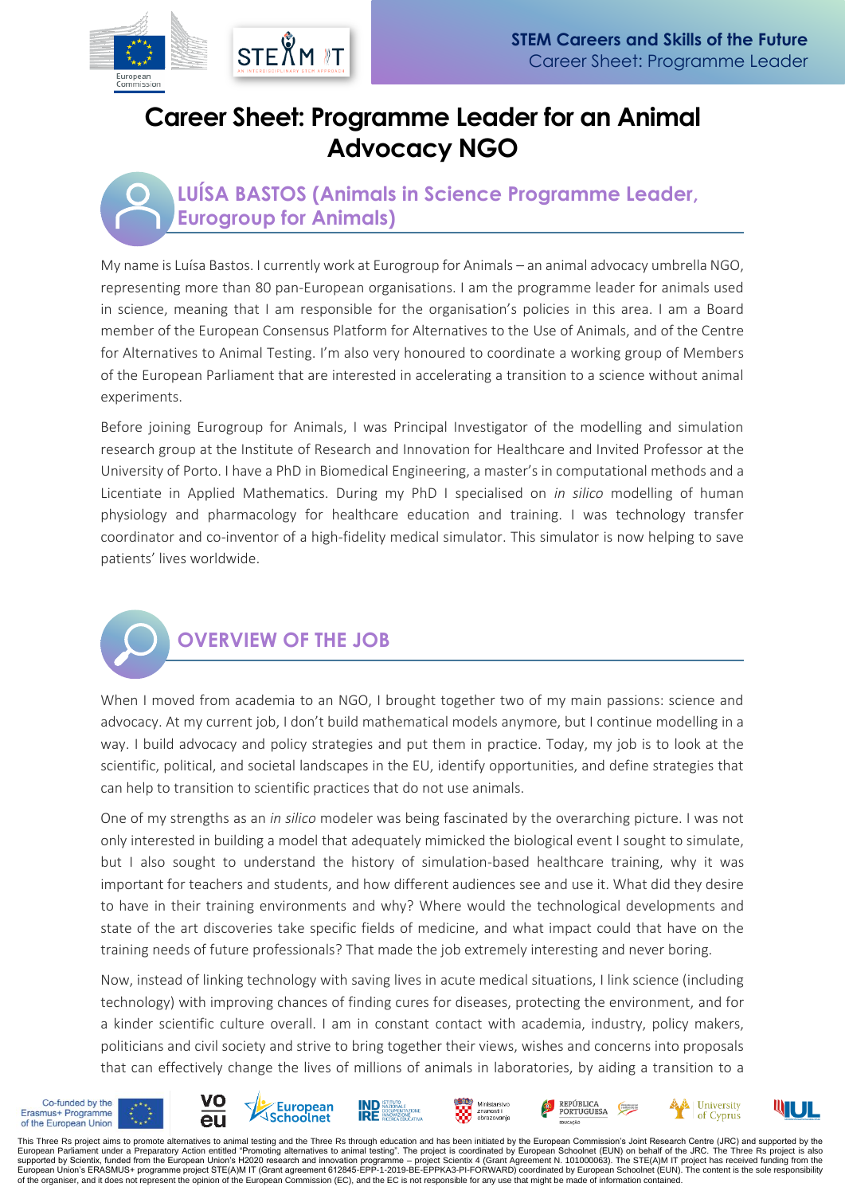# Career Sheet: Programme Leader for an Animal Advocacy NGO

## LUÍSA BASTOS (Animals in Science Programme Leader, Eurogroup for Animals)

My name is Luísa Bastos. I currently work at Eurogroup for Animals – an animal advocacy umbrella NGO, representing more than 80 pan-European organisations. I am the programme leader for animals used in science, meaning that I am responsible for the organisation's policies in this area. I am a Board member of the European Consensus Platform for Alternatives to the Use of Animals, and of the Centre for Alternatives to Animal Testing. I'm also very honoured to coordinate a working group of Members of the European Parliament that are interested in accelerating a transition to a science without animal experiments.

Before joining Eurogroup for Animals, I was Principal Investigator of the modelling and simulation research group at the Institute of Research and Innovation for Healthcare and Invited Professor at the University of Porto. I have a PhD in Biomedical Engineering, a master's in computational methods and a Licentiate in Applied Mathematics. During my PhD I specialised on *in silico* modelling of human physiology and pharmacology for healthcare education and training. I was technology transfer coordinator and co-inventor of a high-fidelity medical simulator. This simulator is now helping to save patients' lives worldwide.

## OVERVIEW OF THE JOB

When I moved from academia to an NGO, I brought together two of my main passions: science and advocacy. At my current job, I don't build mathematical models anymore, but I continue modelling in a way. I build advocacy and policy strategies and put them in practice. Today, my job is to look at the scientific, political, and societal landscapes in the EU, identify opportunities, and define strategies that can help to transition to scientific practices that do not use animals.

One of my strengths as an *in silico* modeler was being fascinated by the overarching picture. I was not only interested in building a model that adequately mimicked the biological event I sought to simulate, but I also sought to understand the history of simulation-based healthcare training, why it was important for teachers and students, and how different audiences see and use it. What did they desire to have in their training environments and why? Where would the technological developments and state of the art discoveries take specific fields of medicine, and what impact could that have on the training needs of future professionals? That made the job extremely interesting and never boring.

Now, instead of linking technology with saving lives in acute medical situations, I link science (including technology) with improving chances of finding cures for diseases, protecting the environment, and for a kinder scientific culture overall. I am in constant contact with academia, industry, policy makers, politicians and civil society and strive to bring together their views, wishes and concerns into proposals that can effectively change the lives of millions of animals in laboratories, by aiding a transition to a

This Three Rs project aims to promote alternatives to animal testing and the Three Rs through education and has been initiated by the European Commission's Joint Research Centre (JRC) and supported by the European Parliament under a Preparatory Action entitled "Promoting alternatives to animal testing". The project is coordinated by European Schoolnet (EUN) on behalf of the JRC. The Three Rs project is also supported by Scientix, funded from the European Union's H2020 research and innovation programme – project Scientix 4 (Grant Agreement N. 101000063). The STE(A)M IT project has received funding from the European Union's ERASMUS+ programme project STE(A)M IT (Grant agreement 612845-EPP-1-2019-BE-EPPKA3-PI-FORWARD) coordinated by European Schoolnet (EUN). The content is the sole responsibility of the organiser, and it does not represent the opinion of the European Commission (EC), and the EC is not responsible for any use that might be made of information contained.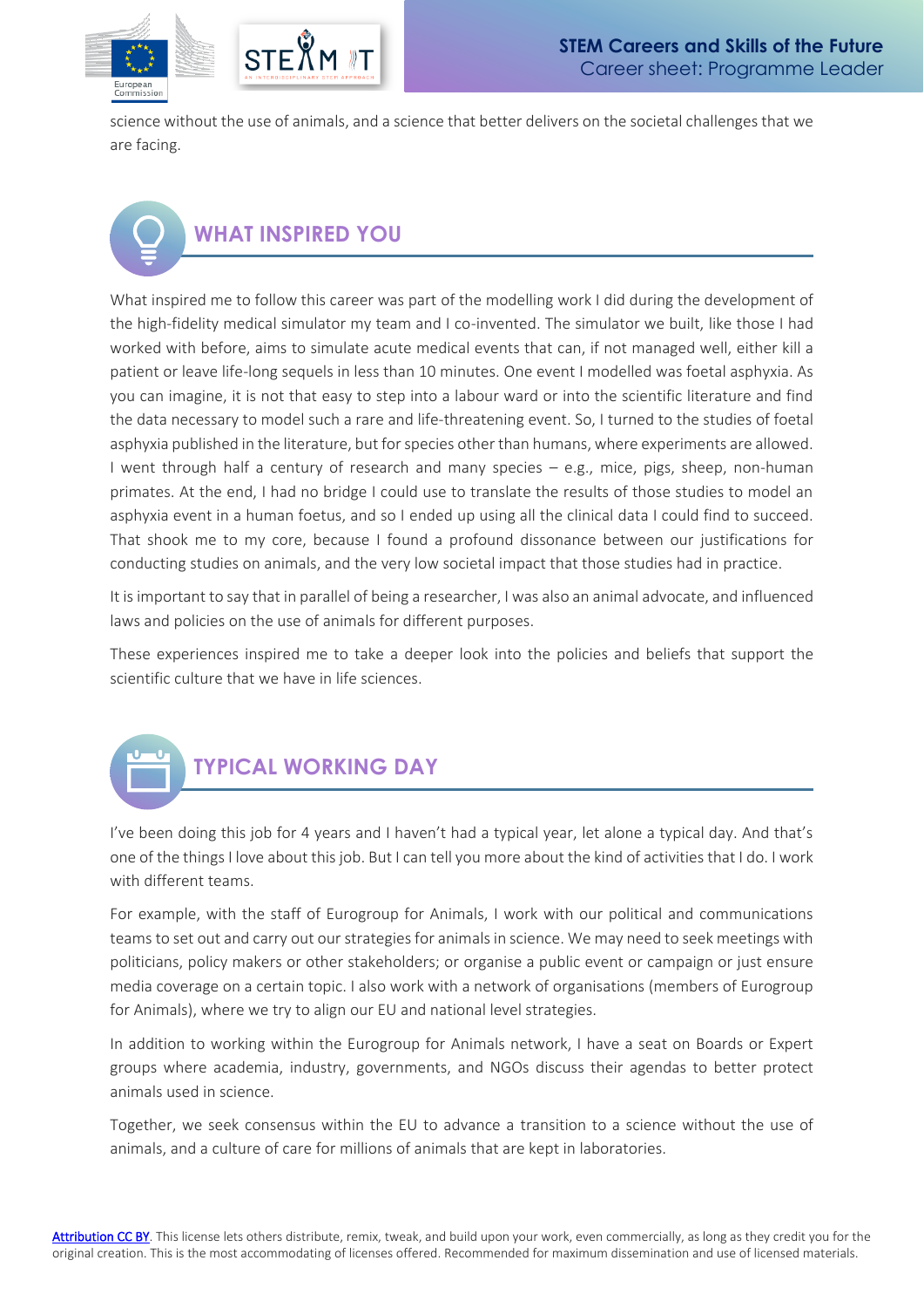science without the use of animals, and a science that better delivers on the societal challenges that we are facing.

## WHAT INSPIRED YOU

What inspired me to follow this career was part of the modelling work I did during the development of the high-fidelity medical simulator my team and I co-invented. The simulator we built, like those I had worked with before, aims to simulate acute medical events that can, if not managed well, either kill a patient or leave life-long sequels in less than 10 minutes. One event I modelled was foetal asphyxia. As you can imagine, it is not that easy to step into a labour ward or into the scientific literature and find the data necessary to model such a rare and life-threatening event. So, I turned to the studies of foetal asphyxia published in the literature, but for species other than humans, where experiments are allowed. I went through half a century of research and many species – e.g., mice, pigs, sheep, non-human primates. At the end, I had no bridge I could use to translate the results of those studies to model an asphyxia event in a human foetus, and so I ended up using all the clinical data I could find to succeed. That shook me to my core, because I found a profound dissonance between our justifications for conducting studies on animals, and the very low societal impact that those studies had in practice.

It is important to say that in parallel of being a researcher, I was also an animal advocate, and influenced laws and policies on the use of animals for different purposes.

These experiences inspired me to take a deeper look into the policies and beliefs that support the scientific culture that we have in life sciences.

## TYPICAL WORKING DAY

I've been doing this job for 4 years and I haven't had a typical year, let alone a typical day. And that's one of the things I love about this job. But I can tell you more about the kind of activities that I do. I work with different teams.

For example, with the staff of Eurogroup for Animals, I work with our political and communications teams to set out and carry out our strategies for animals in science. We may need to seek meetings with politicians, policy makers or other stakeholders; or organise a public event or campaign or just ensure media coverage on a certain topic. I also work with a network of organisations (members of Eurogroup for Animals), where we try to align our EU and national level strategies.

In addition to working within the Eurogroup for Animals network, I have a seat on Boards or Expert groups where academia, industry, governments, and NGOs discuss their agendas to better protect animals used in science.

Together, we seek consensus within the EU to advance a transition to a science without the use of animals, and a culture of care for millions of animals that are kept in laboratories.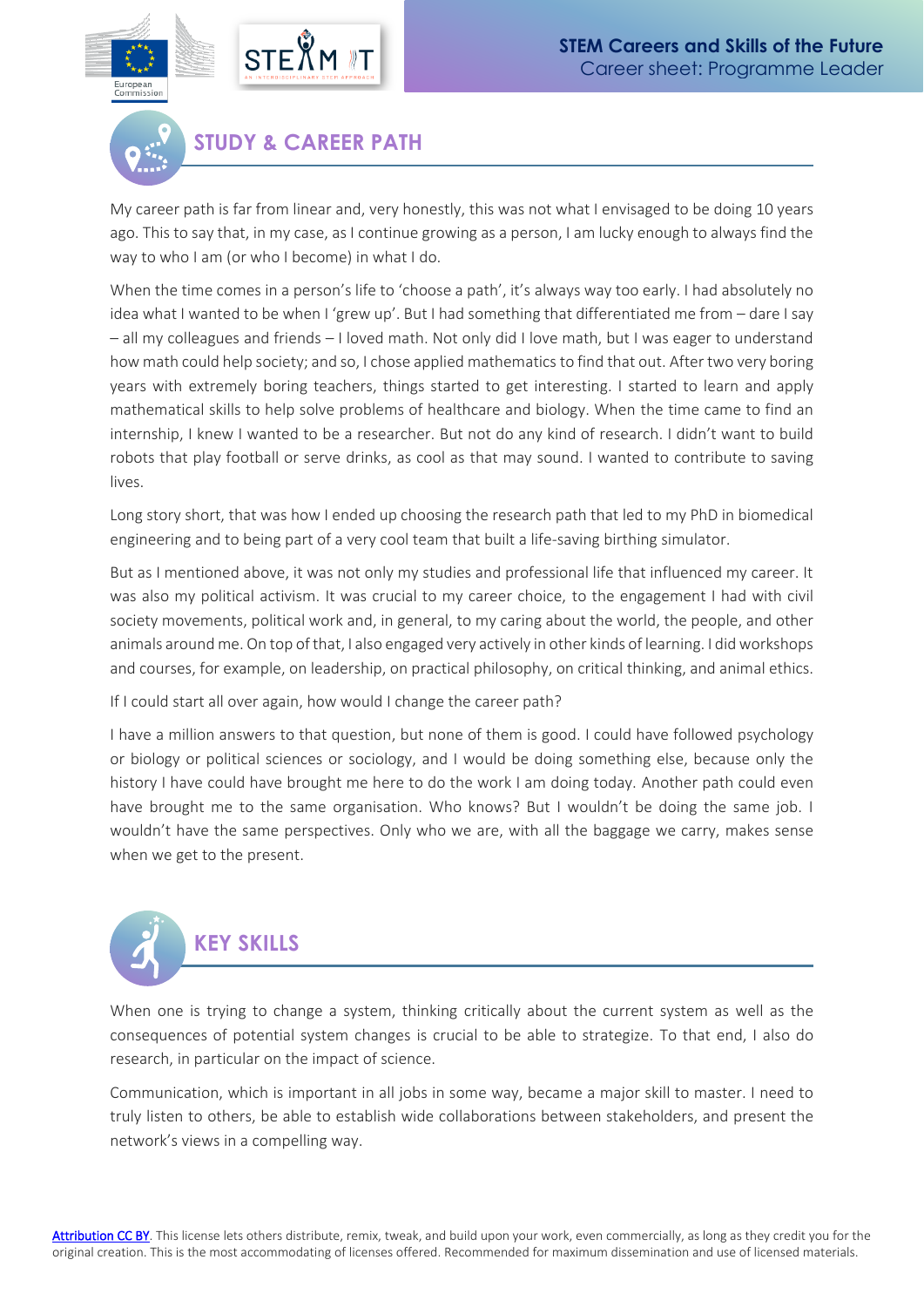## STUDY & CAREER PATH

My career path is far from linear and, very honestly, this was not what I envisaged to be doing 10 years ago. This to say that, in my case, as I continue growing as a person, I am lucky enough to always find the way to who I am (or who I become) in what I do.

When the time comes in a person's life to 'choose a path', it's always way too early. I had absolutely no idea what I wanted to be when I 'grew up'. But I had something that differentiated me from – dare I say – all my colleagues and friends – I loved math. Not only did I love math, but I was eager to understand how math could help society; and so, I chose applied mathematics to find that out. After two very boring years with extremely boring teachers, things started to get interesting. I started to learn and apply mathematical skills to help solve problems of healthcare and biology. When the time came to find an internship, I knew I wanted to be a researcher. But not do any kind of research. I didn't want to build robots that play football or serve drinks, as cool as that may sound. I wanted to contribute to saving lives.

Long story short, that was how I ended up choosing the research path that led to my PhD in biomedical engineering and to being part of a very cool team that built a life-saving birthing simulator.

But as I mentioned above, it was not only my studies and professional life that influenced my career. It was also my political activism. It was crucial to my career choice, to the engagement I had with civil society movements, political work and, in general, to my caring about the world, the people, and other animals around me. On top of that, I also engaged very actively in other kinds of learning. I did workshops and courses, for example, on leadership, on practical philosophy, on critical thinking, and animal ethics.

If I could start all over again, how would I change the career path?

I have a million answers to that question, but none of them is good. I could have followed psychology or biology or political sciences or sociology, and I would be doing something else, because only the history I have could have brought me here to do the work I am doing today. Another path could even have brought me to the same organisation. Who knows? But I wouldn't be doing the same job. I wouldn't have the same perspectives. Only who we are, with all the baggage we carry, makes sense when we get to the present.

## KEY SKILLS

When one is trying to change a system, thinking critically about the current system as well as the consequences of potential system changes is crucial to be able to strategize. To that end, I also do research, in particular on the impact of science.

Communication, which is important in all jobs in some way, became a major skill to master. I need to truly listen to others, be able to establish wide collaborations between stakeholders, and present the network's views in a compelling way.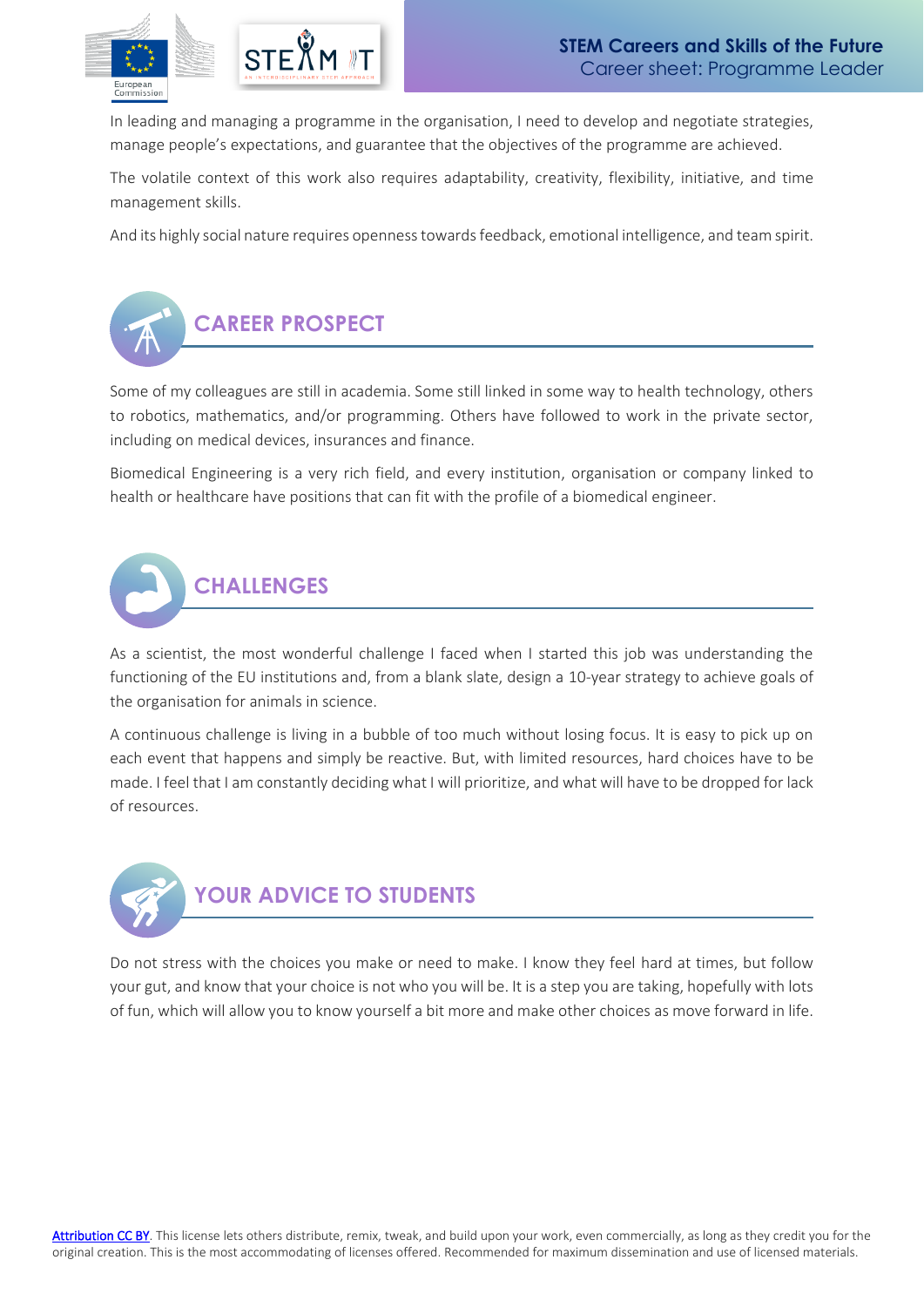In leading and managing a programme in the organisation, I need to develop and negotiate strategies, manage people's expectations, and guarantee that the objectives of the programme are achieved.

The volatile context of this work also requires adaptability, creativity, flexibility, initiative, and time management skills.

And its highly social nature requires openness towards feedback, emotional intelligence, and team spirit.

## CAREER PROSPECT

Some of my colleagues are still in academia. Some still linked in some way to health technology, others to robotics, mathematics, and/or programming. Others have followed to work in the private sector, including on medical devices, insurances and finance.

Biomedical Engineering is a very rich field, and every institution, organisation or company linked to health or healthcare have positions that can fit with the profile of a biomedical engineer.

## CHALLENGES

As a scientist, the most wonderful challenge I faced when I started this job was understanding the functioning of the EU institutions and, from a blank slate, design a 10-year strategy to achieve goals of the organisation for animals in science.

A continuous challenge is living in a bubble of too much without losing focus. It is easy to pick up on each event that happens and simply be reactive. But, with limited resources, hard choices have to be made. I feel that I am constantly deciding what I will prioritize, and what will have to be dropped for lack of resources.

## YOUR ADVICE TO STUDENTS

Do not stress with the choices you make or need to make. I know they feel hard at times, but follow your gut, and know that your choice is not who you will be. It is a step you are taking, hopefully with lots of fun, which will allow you to know yourself a bit more and make other choices as move forward in life.

Attribution CC BY. This license lets others distribute, remix, tweak, and build upon your work, even commercially, as long as they credit you for the original creation. This is the most accommodating of licenses offered. Recommended for maximum dissemination and use of licensed materials.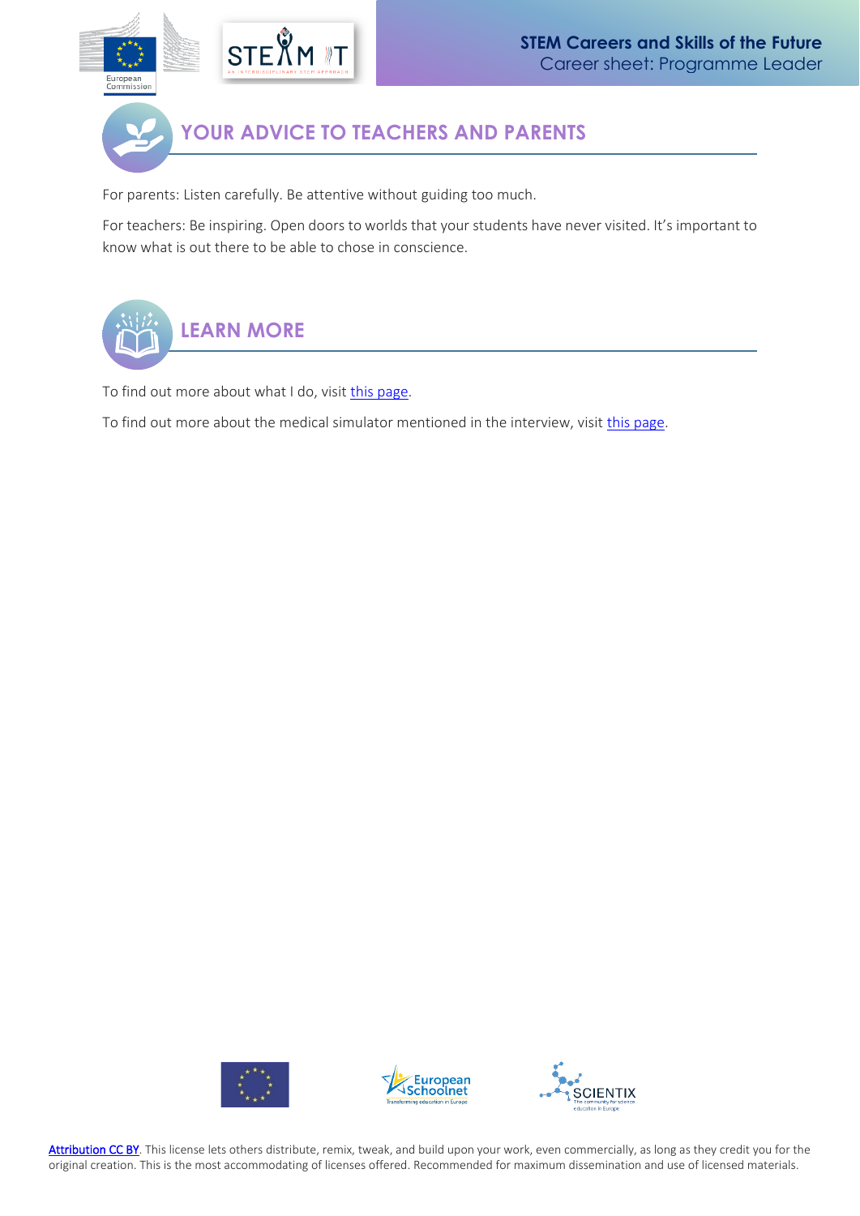## YOUR ADVICE TO TEACHERS AND PARENTS

For parents: Listen carefully. Be attentive without guiding too much.

For teachers: Be inspiring. Open doors to worlds that your students have never visited. It's important to know what is out there to be able to chose in conscience.

## LEARN MORE

To find out more about what I do, visit this page.

To find out more about the medical simulator mentioned in the interview, visit this page.

Attribution CC BY. This license lets others distribute, remix, tweak, and build upon your work, even commercially, as long as they credit you for the original creation. This is the most accommodating of licenses offered. Recommended for maximum dissemination and use of licensed materials.